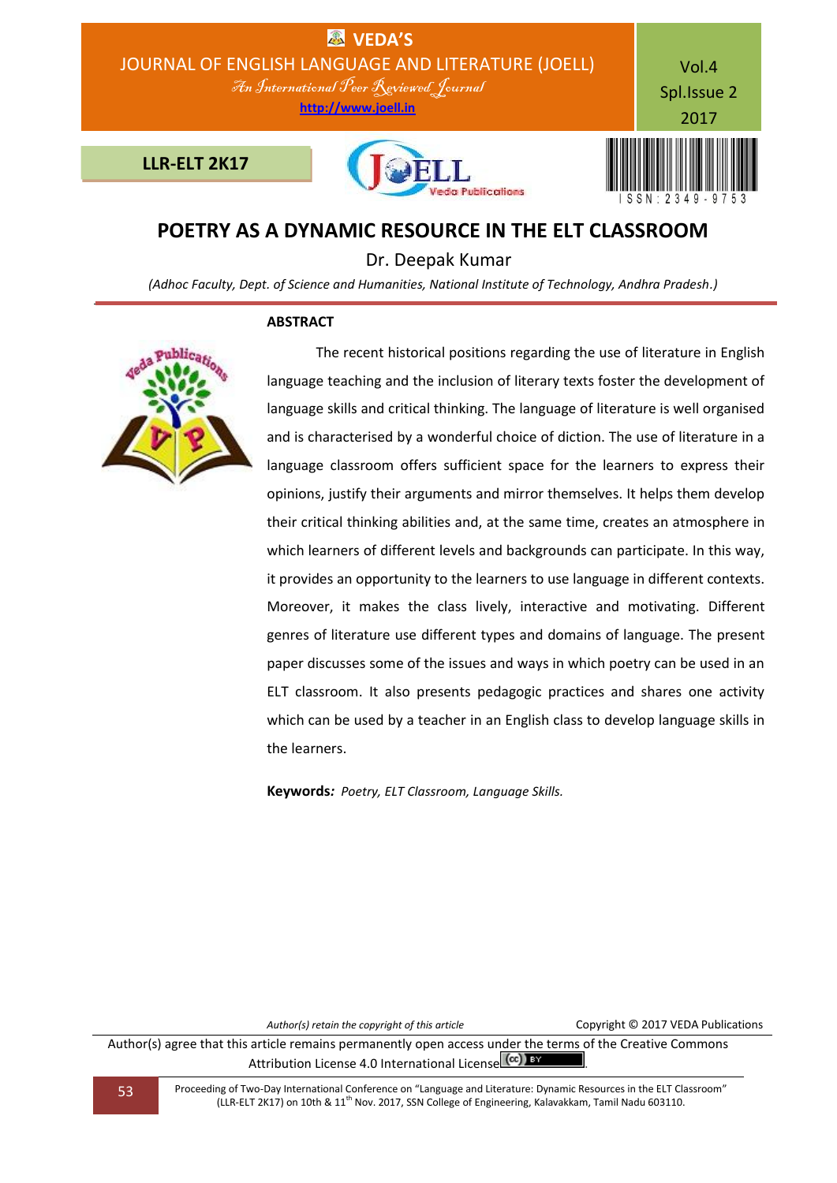# POETRY AS A DYNAMIC RESOURCE IN THE ELT CLASSROOM

Dr. Deepak Kumar

*(Adhoc Faculty, Dept. of Science and Humanities, National Institute of Technology, Andhra Pradesh.)*

## ABSTRACT

The recent historical positions regarding the use of literature in English language teaching and the inclusion of literary texts foster the development of language skills and critical thinking. The language of literature is well organised and is characterised by a wonderful choice of diction. The use of literature in a language classroom offers sufficient space for the learners to express their opinions, justify their arguments and mirror themselves. It helps them develop their critical thinking abilities and, at the same time, creates an atmosphere in which learners of different levels and backgrounds can participate. In this way, it provides an opportunity to the learners to use language in different contexts. Moreover, it makes the class lively, interactive and motivating. Different genres of literature use different types and domains of language. The present paper discusses some of the issues and ways in which poetry can be used in an ELT classroom. It also presents pedagogic practices and shares one activity which can be used by a teacher in an English class to develop language skills in the learners.

**Keywords***:* *Poetry, ELT Classroom, Language Skills.*

*Author(s) retain the copyright of this article* Copyright © 2017 VEDA Publications

Author(s) agree that this article remains permanently open access under the terms of the Creative Commons Attribution License 4.0 International License.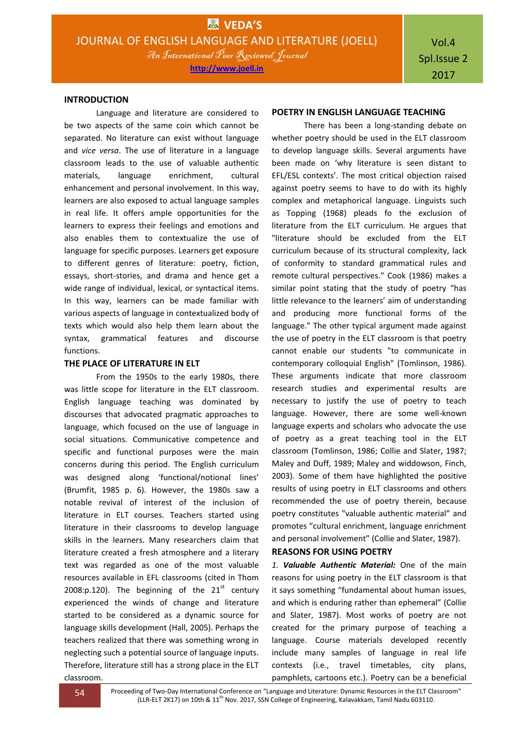## INTRODUCTION

Language and literature are considered to be two aspects of the same coin which cannot be separated. No literature can exist without language and *vice versa*. The use of literature in a language classroom leads to the use of valuable authentic materials, language enrichment, cultural enhancement and personal involvement. In this way, learners are also exposed to actual language samples in real life. It offers ample opportunities for the learners to express their feelings and emotions and also enables them to contextualize the use of language for specific purposes. Learners get exposure to different genres of literature: poetry, fiction, essays, short-stories, and drama and hence get a wide range of individual, lexical, or syntactical items. In this way, learners can be made familiar with various aspects of language in contextualized body of texts which would also help them learn about the syntax, grammatical features and discourse functions.

## THE PLACE OF LITERATURE IN ELT

From the 1950s to the early 1980s, there was little scope for literature in the ELT classroom. English language teaching was dominated by discourses that advocated pragmatic approaches to language, which focused on the use of language in social situations. Communicative competence and specific and functional purposes were the main concerns during this period. The English curriculum was designed along 'functional/notional lines' (Brumfit, 1985 p. 6). However, the 1980s saw a notable revival of interest of the inclusion of literature in ELT courses. Teachers started using literature in their classrooms to develop language skills in the learners. Many researchers claim that literature created a fresh atmosphere and a literary text was regarded as one of the most valuable resources available in EFL classrooms (cited in Thom 2008:p.120). The beginning of the 21st century experienced the winds of change and literature started to be considered as a dynamic source for language skills development (Hall, 2005). Perhaps the teachers realized that there was something wrong in neglecting such a potential source of language inputs. Therefore, literature still has a strong place in the ELT classroom.

## POETRY IN ENGLISH LANGUAGE TEACHING

There has been a long-standing debate on whether poetry should be used in the ELT classroom to develop language skills. Several arguments have been made on 'why literature is seen distant to EFL/ESL contexts'. The most critical objection raised against poetry seems to have to do with its highly complex and metaphorical language. Linguists such as Topping (1968) pleads fo the exclusion of literature from the ELT curriculum. He argues that "literature should be excluded from the ELT curriculum because of its structural complexity, lack of conformity to standard grammatical rules and remote cultural perspectives." Cook (1986) makes a similar point stating that the study of poetry "has little relevance to the learners' aim of understanding and producing more functional forms of the language." The other typical argument made against the use of poetry in the ELT classroom is that poetry cannot enable our students "to communicate in contemporary colloquial English" (Tomlinson, 1986). These arguments indicate that more classroom research studies and experimental results are necessary to justify the use of poetry to teach language. However, there are some well-known language experts and scholars who advocate the use of poetry as a great teaching tool in the ELT classroom (Tomlinson, 1986; Collie and Slater, 1987; Maley and Duff, 1989; Maley and widdowson, Finch, 2003). Some of them have highlighted the positive results of using poetry in ELT classrooms and others recommended the use of poetry therein, because poetry constitutes "valuable authentic material" and promotes "cultural enrichment, language enrichment and personal involvement" (Collie and Slater, 1987).

## REASONS FOR USING POETRY

*1. **Valuable Authentic Material:*** One of the main reasons for using poetry in the ELT classroom is that it says something "fundamental about human issues, and which is enduring rather than ephemeral" (Collie and Slater, 1987). Most works of poetry are not created for the primary purpose of teaching a language. Course materials developed recently include many samples of language in real life contexts (i.e., travel timetables, city plans, pamphlets, cartoons etc.). Poetry can be a beneficial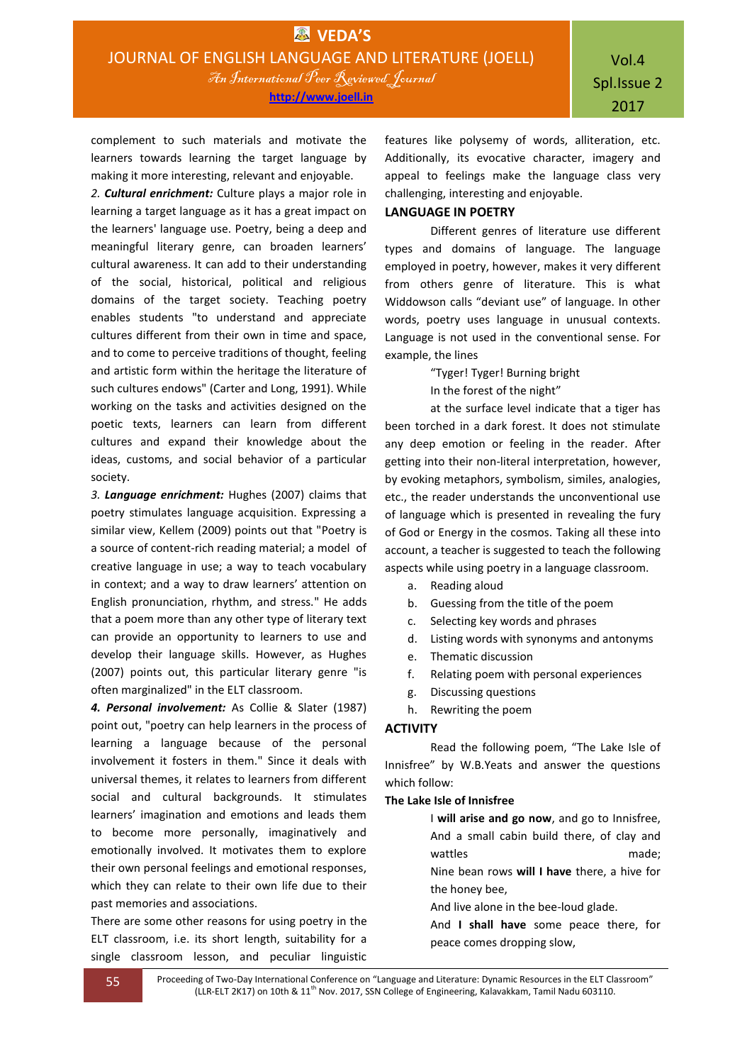complement to such materials and motivate the learners towards learning the target language by making it more interesting, relevant and enjoyable.

2. ***Cultural enrichment:*** Culture plays a major role in learning a target language as it has a great impact on the learners' language use. Poetry, being a deep and meaningful literary genre, can broaden learners' cultural awareness. It can add to their understanding of the social, historical, political and religious domains of the target society. Teaching poetry enables students "to understand and appreciate cultures different from their own in time and space, and to come to perceive traditions of thought, feeling and artistic form within the heritage the literature of such cultures endows" (Carter and Long, 1991). While working on the tasks and activities designed on the poetic texts, learners can learn from different cultures and expand their knowledge about the ideas, customs, and social behavior of a particular society.

3. ***Language enrichment:*** Hughes (2007) claims that poetry stimulates language acquisition. Expressing a similar view, Kellem (2009) points out that "Poetry is a source of content-rich reading material; a model of creative language in use; a way to teach vocabulary in context; and a way to draw learners' attention on English pronunciation, rhythm, and stress." He adds that a poem more than any other type of literary text can provide an opportunity to learners to use and develop their language skills. However, as Hughes (2007) points out, this particular literary genre "is often marginalized" in the ELT classroom.

4. ***Personal involvement:*** As Collie & Slater (1987) point out, "poetry can help learners in the process of learning a language because of the personal involvement it fosters in them." Since it deals with universal themes, it relates to learners from different social and cultural backgrounds. It stimulates learners' imagination and emotions and leads them to become more personally, imaginatively and emotionally involved. It motivates them to explore their own personal feelings and emotional responses, which they can relate to their own life due to their past memories and associations.

There are some other reasons for using poetry in the ELT classroom, i.e. its short length, suitability for a single classroom lesson, and peculiar linguistic features like polysemy of words, alliteration, etc. Additionally, its evocative character, imagery and appeal to feelings make the language class very challenging, interesting and enjoyable.

## LANGUAGE IN POETRY

Different genres of literature use different types and domains of language. The language employed in poetry, however, makes it very different from others genre of literature. This is what Widdowson calls "deviant use" of language. In other words, poetry uses language in unusual contexts. Language is not used in the conventional sense. For example, the lines

"Tyger! Tyger! Burning bright  
In the forest of the night"

at the surface level indicate that a tiger has been torched in a dark forest. It does not stimulate any deep emotion or feeling in the reader. After getting into their non-literal interpretation, however, by evoking metaphors, symbolism, similes, analogies, etc., the reader understands the unconventional use of language which is presented in revealing the fury of God or Energy in the cosmos. Taking all these into account, a teacher is suggested to teach the following aspects while using poetry in a language classroom.

a. Reading aloud
b. Guessing from the title of the poem
c. Selecting key words and phrases
d. Listing words with synonyms and antonyms
e. Thematic discussion
f. Relating poem with personal experiences
g. Discussing questions
h. Rewriting the poem

## ACTIVITY

Read the following poem, "The Lake Isle of Innisfree" by W.B.Yeats and answer the questions which follow:

**The Lake Isle of Innisfree**

I **will arise and go now**, and go to Innisfree,  
And a small cabin build there, of clay and wattles made;  
Nine bean rows **will I have** there, a hive for the honey bee,  
And live alone in the bee-loud glade.  
And **I shall have** some peace there, for peace comes dropping slow,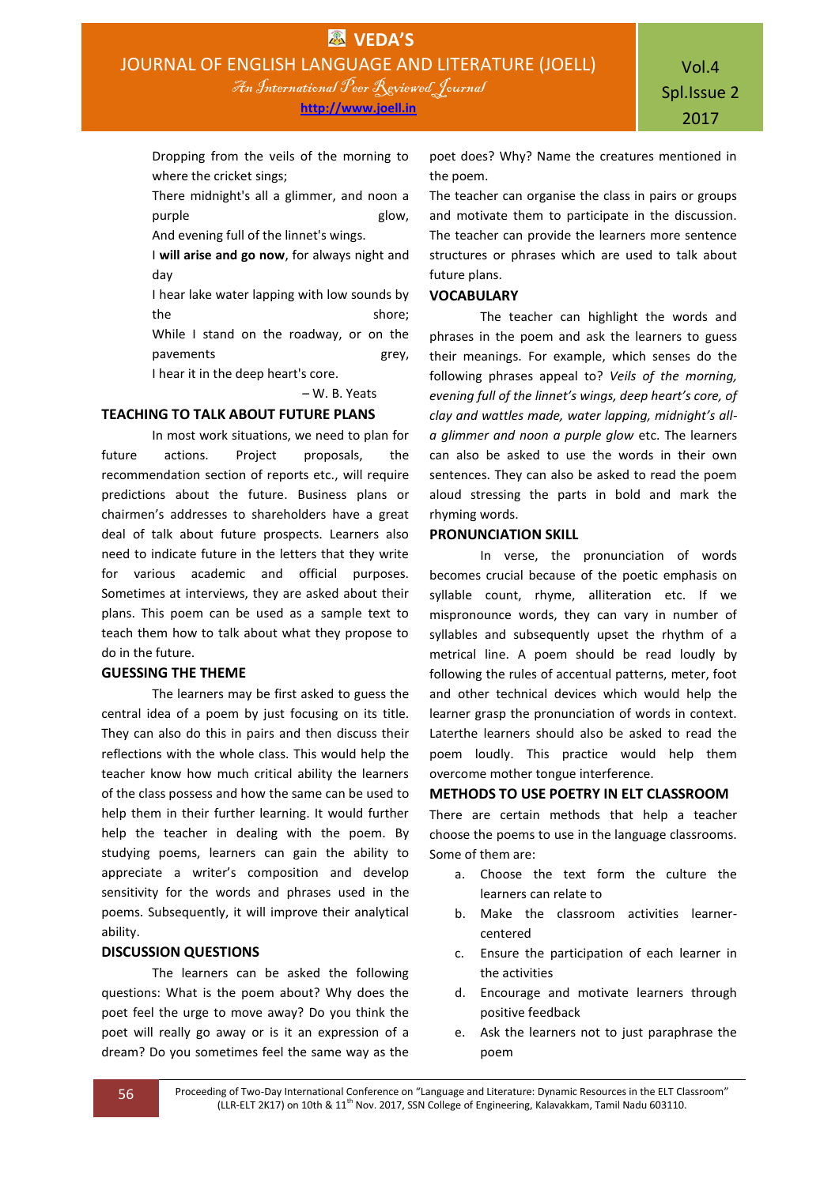Dropping from the veils of the morning to where the cricket sings;

There midnight's all a glimmer, and noon a purple glow,

And evening full of the linnet's wings.

I **will arise and go now**, for always night and day

I hear lake water lapping with low sounds by the shore;

While I stand on the roadway, or on the pavements grey,

I hear it in the deep heart's core.

– W. B. Yeats

## TEACHING TO TALK ABOUT FUTURE PLANS

In most work situations, we need to plan for future actions. Project proposals, the recommendation section of reports etc., will require predictions about the future. Business plans or chairmen's addresses to shareholders have a great deal of talk about future prospects. Learners also need to indicate future in the letters that they write for various academic and official purposes. Sometimes at interviews, they are asked about their plans. This poem can be used as a sample text to teach them how to talk about what they propose to do in the future.

## GUESSING THE THEME

The learners may be first asked to guess the central idea of a poem by just focusing on its title. They can also do this in pairs and then discuss their reflections with the whole class. This would help the teacher know how much critical ability the learners of the class possess and how the same can be used to help them in their further learning. It would further help the teacher in dealing with the poem. By studying poems, learners can gain the ability to appreciate a writer's composition and develop sensitivity for the words and phrases used in the poems. Subsequently, it will improve their analytical ability.

## DISCUSSION QUESTIONS

The learners can be asked the following questions: What is the poem about? Why does the poet feel the urge to move away? Do you think the poet will really go away or is it an expression of a dream? Do you sometimes feel the same way as the poet does? Why? Name the creatures mentioned in the poem.

The teacher can organise the class in pairs or groups and motivate them to participate in the discussion. The teacher can provide the learners more sentence structures or phrases which are used to talk about future plans.

## VOCABULARY

The teacher can highlight the words and phrases in the poem and ask the learners to guess their meanings. For example, which senses do the following phrases appeal to? *Veils of the morning, evening full of the linnet's wings, deep heart's core, of clay and wattles made, water lapping, midnight's all-a glimmer and noon a purple glow* etc. The learners can also be asked to use the words in their own sentences. They can also be asked to read the poem aloud stressing the parts in bold and mark the rhyming words.

## PRONUNCIATION SKILL

In verse, the pronunciation of words becomes crucial because of the poetic emphasis on syllable count, rhyme, alliteration etc. If we mispronounce words, they can vary in number of syllables and subsequently upset the rhythm of a metrical line. A poem should be read loudly by following the rules of accentual patterns, meter, foot and other technical devices which would help the learner grasp the pronunciation of words in context. Laterthe learners should also be asked to read the poem loudly. This practice would help them overcome mother tongue interference.

## METHODS TO USE POETRY IN ELT CLASSROOM

There are certain methods that help a teacher choose the poems to use in the language classrooms. Some of them are:

a. Choose the text form the culture the learners can relate to
b. Make the classroom activities learner-centered
c. Ensure the participation of each learner in the activities
d. Encourage and motivate learners through positive feedback
e. Ask the learners not to just paraphrase the poem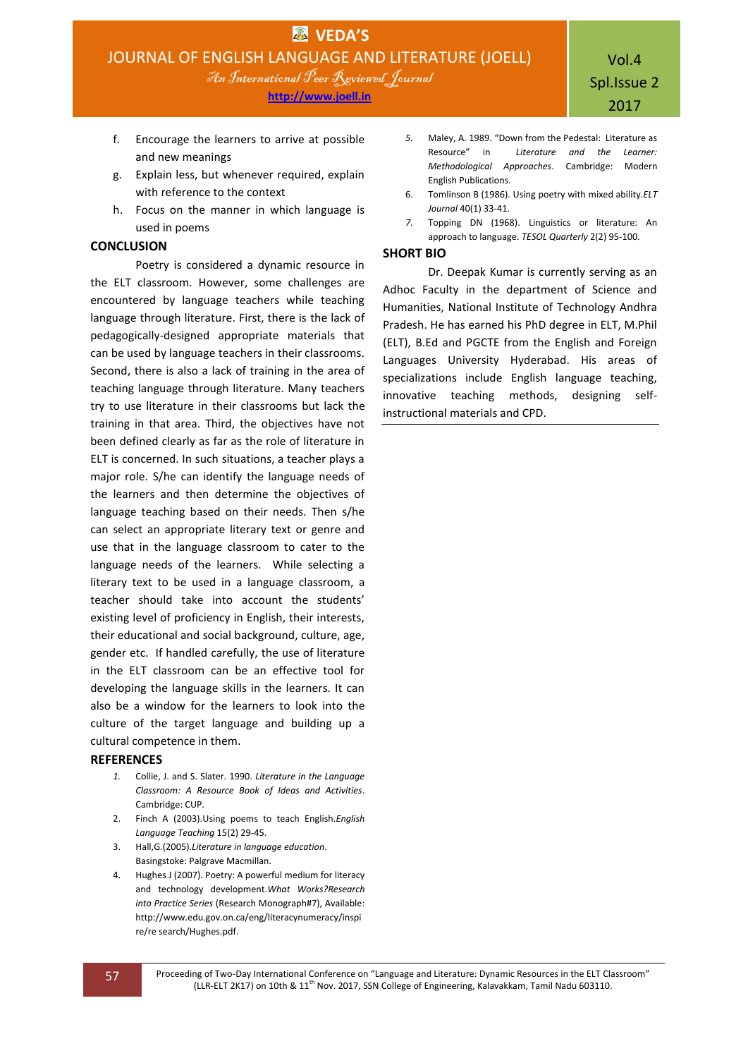f. Encourage the learners to arrive at possible and new meanings
g. Explain less, but whenever required, explain with reference to the context
h. Focus on the manner in which language is used in poems

## CONCLUSION

Poetry is considered a dynamic resource in the ELT classroom. However, some challenges are encountered by language teachers while teaching language through literature. First, there is the lack of pedagogically-designed appropriate materials that can be used by language teachers in their classrooms. Second, there is also a lack of training in the area of teaching language through literature. Many teachers try to use literature in their classrooms but lack the training in that area. Third, the objectives have not been defined clearly as far as the role of literature in ELT is concerned. In such situations, a teacher plays a major role. S/he can identify the language needs of the learners and then determine the objectives of language teaching based on their needs. Then s/he can select an appropriate literary text or genre and use that in the language classroom to cater to the language needs of the learners. While selecting a literary text to be used in a language classroom, a teacher should take into account the students' existing level of proficiency in English, their interests, their educational and social background, culture, age, gender etc. If handled carefully, the use of literature in the ELT classroom can be an effective tool for developing the language skills in the learners. It can also be a window for the learners to look into the culture of the target language and building up a cultural competence in them.

## REFERENCES

1. Collie, J. and S. Slater. 1990. *Literature in the Language Classroom: A Resource Book of Ideas and Activities*. Cambridge: CUP.
2. Finch A (2003).Using poems to teach English.*English Language Teaching* 15(2) 29-45.
3. Hall,G.(2005).*Literature in language education*. Basingstoke: Palgrave Macmillan.
4. Hughes J (2007). Poetry: A powerful medium for literacy and technology development.*What Works?Research into Practice Series* (Research Monograph#7), Available: http://www.edu.gov.on.ca/eng/literacynumeracy/inspire/re search/Hughes.pdf.
5. Maley, A. 1989. "Down from the Pedestal: Literature as Resource" in *Literature and the Learner: Methodological Approaches*. Cambridge: Modern English Publications.
6. Tomlinson B (1986). Using poetry with mixed ability.*ELT Journal* 40(1) 33-41.
7. Topping DN (1968). Linguistics or literature: An approach to language. *TESOL Quarterly* 2(2) 95-100.

## SHORT BIO

Dr. Deepak Kumar is currently serving as an Adhoc Faculty in the department of Science and Humanities, National Institute of Technology Andhra Pradesh. He has earned his PhD degree in ELT, M.Phil (ELT), B.Ed and PGCTE from the English and Foreign Languages University Hyderabad. His areas of specializations include English language teaching, innovative teaching methods, designing self-instructional materials and CPD.